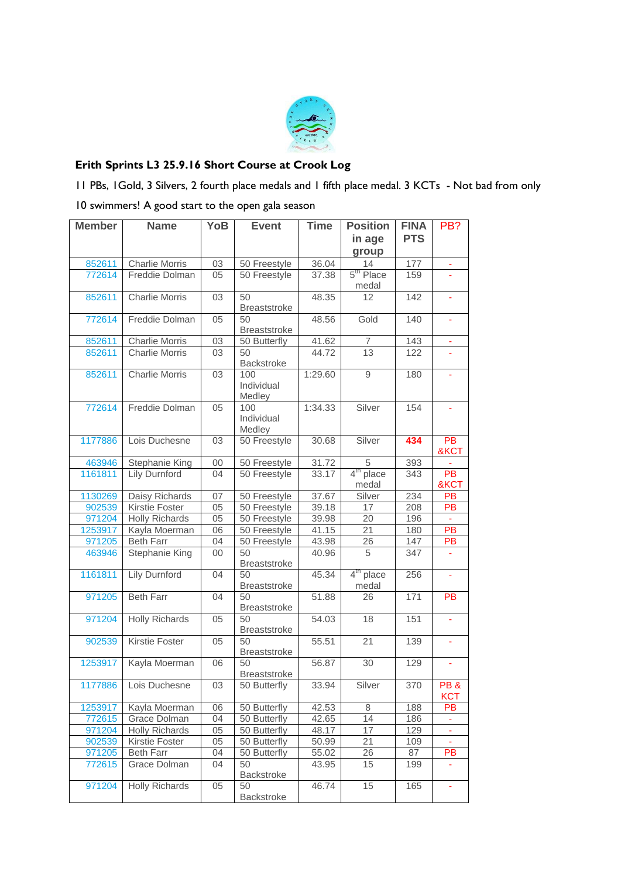**Erith Sprints L3 25.9.16 Short Course at Crook Log**

11 PBs, 1Gold, 3 Silvers, 2 fourth place medals and 1 fifth place medal. 3 KCTs - Not bad from only 10 swimmers! A good start to the open gala season

| Member | Name | YoB | Event | Time | Position in age group | FINA PTS | PB? |
|---|---|---|---|---|---|---|---|
| 852611 | Charlie Morris | 03 | 50 Freestyle | 36.04 | 14 | 177 | - |
| 772614 | Freddie Dolman | 05 | 50 Freestyle | 37.38 | 5th Place medal | 159 | - |
| 852611 | Charlie Morris | 03 | 50 Breaststroke | 48.35 | 12 | 142 | - |
| 772614 | Freddie Dolman | 05 | 50 Breaststroke | 48.56 | Gold | 140 | - |
| 852611 | Charlie Morris | 03 | 50 Butterfly | 41.62 | 7 | 143 | - |
| 852611 | Charlie Morris | 03 | 50 Backstroke | 44.72 | 13 | 122 | - |
| 852611 | Charlie Morris | 03 | 100 Individual Medley | 1:29.60 | 9 | 180 | - |
| 772614 | Freddie Dolman | 05 | 100 Individual Medley | 1:34.33 | Silver | 154 | - |
| 1177886 | Lois Duchesne | 03 | 50 Freestyle | 30.68 | Silver | **434** | PB &KCT |
| 463946 | Stephanie King | 00 | 50 Freestyle | 31.72 | 5 | 393 | - |
| 1161811 | Lily Durnford | 04 | 50 Freestyle | 33.17 | 4th place medal | 343 | PB &KCT |
| 1130269 | Daisy Richards | 07 | 50 Freestyle | 37.67 | Silver | 234 | PB |
| 902539 | Kirstie Foster | 05 | 50 Freestyle | 39.18 | 17 | 208 | PB |
| 971204 | Holly Richards | 05 | 50 Freestyle | 39.98 | 20 | 196 | - |
| 1253917 | Kayla Moerman | 06 | 50 Freestyle | 41.15 | 21 | 180 | PB |
| 971205 | Beth Farr | 04 | 50 Freestyle | 43.98 | 26 | 147 | PB |
| 463946 | Stephanie King | 00 | 50 Breaststroke | 40.96 | 5 | 347 | - |
| 1161811 | Lily Durnford | 04 | 50 Breaststroke | 45.34 | 4th place medal | 256 | - |
| 971205 | Beth Farr | 04 | 50 Breaststroke | 51.88 | 26 | 171 | PB |
| 971204 | Holly Richards | 05 | 50 Breaststroke | 54.03 | 18 | 151 | - |
| 902539 | Kirstie Foster | 05 | 50 Breaststroke | 55.51 | 21 | 139 | - |
| 1253917 | Kayla Moerman | 06 | 50 Breaststroke | 56.87 | 30 | 129 | - |
| 1177886 | Lois Duchesne | 03 | 50 Butterfly | 33.94 | Silver | 370 | PB & KCT |
| 1253917 | Kayla Moerman | 06 | 50 Butterfly | 42.53 | 8 | 188 | PB |
| 772615 | Grace Dolman | 04 | 50 Butterfly | 42.65 | 14 | 186 | - |
| 971204 | Holly Richards | 05 | 50 Butterfly | 48.17 | 17 | 129 | - |
| 902539 | Kirstie Foster | 05 | 50 Butterfly | 50.99 | 21 | 109 | - |
| 971205 | Beth Farr | 04 | 50 Butterfly | 55.02 | 26 | 87 | PB |
| 772615 | Grace Dolman | 04 | 50 Backstroke | 43.95 | 15 | 199 | - |
| 971204 | Holly Richards | 05 | 50 Backstroke | 46.74 | 15 | 165 | - |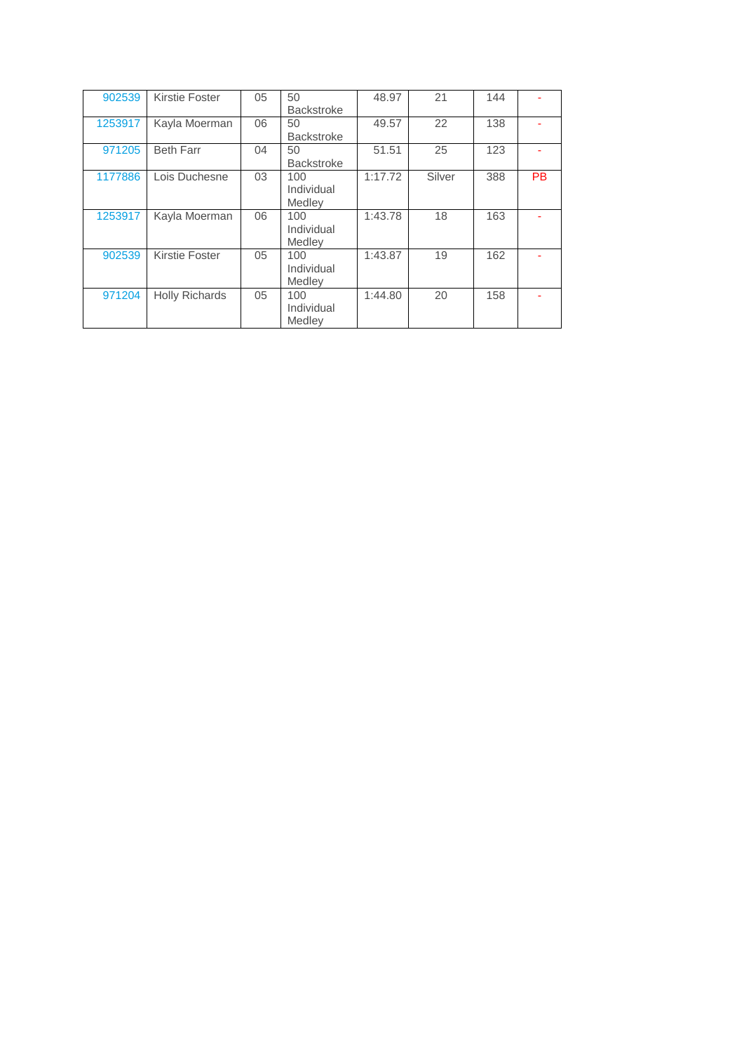| | | | | | | | |
|---|---|---|---|---|---|---|---|
| 902539 | Kirstie Foster | 05 | 50 Backstroke | 48.97 | 21 | 144 | - |
| 1253917 | Kayla Moerman | 06 | 50 Backstroke | 49.57 | 22 | 138 | - |
| 971205 | Beth Farr | 04 | 50 Backstroke | 51.51 | 25 | 123 | - |
| 1177886 | Lois Duchesne | 03 | 100 Individual Medley | 1:17.72 | Silver | 388 | PB |
| 1253917 | Kayla Moerman | 06 | 100 Individual Medley | 1:43.78 | 18 | 163 | - |
| 902539 | Kirstie Foster | 05 | 100 Individual Medley | 1:43.87 | 19 | 162 | - |
| 971204 | Holly Richards | 05 | 100 Individual Medley | 1:44.80 | 20 | 158 | - |